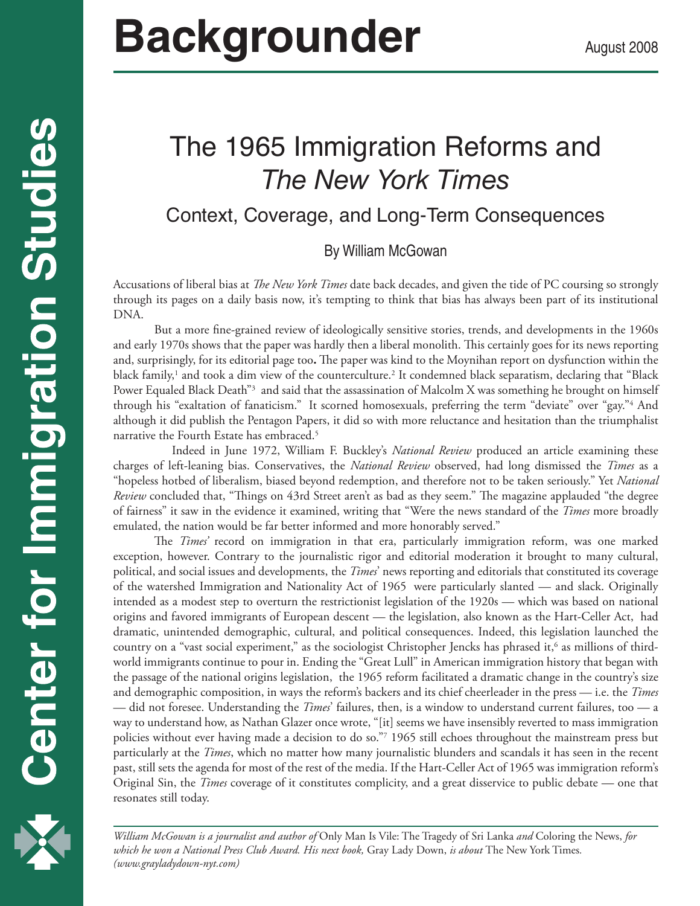# Backgrounder

August 2008

# The 1965 Immigration Reforms and *The New York Times*

## Context, Coverage, and Long-Term Consequences

By William McGowan

Accusations of liberal bias at *The New York Times* date back decades, and given the tide of PC coursing so strongly through its pages on a daily basis now, it's tempting to think that bias has always been part of its institutional DNA.

But a more fine-grained review of ideologically sensitive stories, trends, and developments in the 1960s and early 1970s shows that the paper was hardly then a liberal monolith. This certainly goes for its news reporting and, surprisingly, for its editorial page too**.** The paper was kind to the Moynihan report on dysfunction within the black family,[1] and took a dim view of the counterculture.[2] It condemned black separatism, declaring that "Black Power Equaled Black Death"[3] and said that the assassination of Malcolm X was something he brought on himself through his "exaltation of fanaticism." It scorned homosexuals, preferring the term "deviate" over "gay."[4] And although it did publish the Pentagon Papers, it did so with more reluctance and hesitation than the triumphalist narrative the Fourth Estate has embraced.[5]

Indeed in June 1972, William F. Buckley's *National Review* produced an article examining these charges of left-leaning bias. Conservatives, the *National Review* observed, had long dismissed the *Times* as a "hopeless hotbed of liberalism, biased beyond redemption, and therefore not to be taken seriously." Yet *National Review* concluded that, "Things on 43rd Street aren't as bad as they seem." The magazine applauded "the degree of fairness" it saw in the evidence it examined, writing that "Were the news standard of the *Times* more broadly emulated, the nation would be far better informed and more honorably served."

The *Times*' record on immigration in that era, particularly immigration reform, was one marked exception, however. Contrary to the journalistic rigor and editorial moderation it brought to many cultural, political, and social issues and developments, the *Times*' news reporting and editorials that constituted its coverage of the watershed Immigration and Nationality Act of 1965 were particularly slanted — and slack. Originally intended as a modest step to overturn the restrictionist legislation of the 1920s — which was based on national origins and favored immigrants of European descent — the legislation, also known as the Hart-Celler Act, had dramatic, unintended demographic, cultural, and political consequences. Indeed, this legislation launched the country on a "vast social experiment," as the sociologist Christopher Jencks has phrased it,[6] as millions of third-world immigrants continue to pour in. Ending the "Great Lull" in American immigration history that began with the passage of the national origins legislation, the 1965 reform facilitated a dramatic change in the country's size and demographic composition, in ways the reform's backers and its chief cheerleader in the press — i.e. the *Times* — did not foresee. Understanding the *Times*' failures, then, is a window to understand current failures, too — a way to understand how, as Nathan Glazer once wrote, "[it] seems we have insensibly reverted to mass immigration policies without ever having made a decision to do so."[7] 1965 still echoes throughout the mainstream press but particularly at the *Times*, which no matter how many journalistic blunders and scandals it has seen in the recent past, still sets the agenda for most of the rest of the media. If the Hart-Celler Act of 1965 was immigration reform's Original Sin, the *Times* coverage of it constitutes complicity, and a great disservice to public debate — one that resonates still today.

---

*William McGowan is a journalist and author of* Only Man Is Vile: The Tragedy of Sri Lanka *and* Coloring the News, *for which he won a National Press Club Award. His next book,* Gray Lady Down, *is about* The New York Times*. (www.grayladydown-nyt.com)*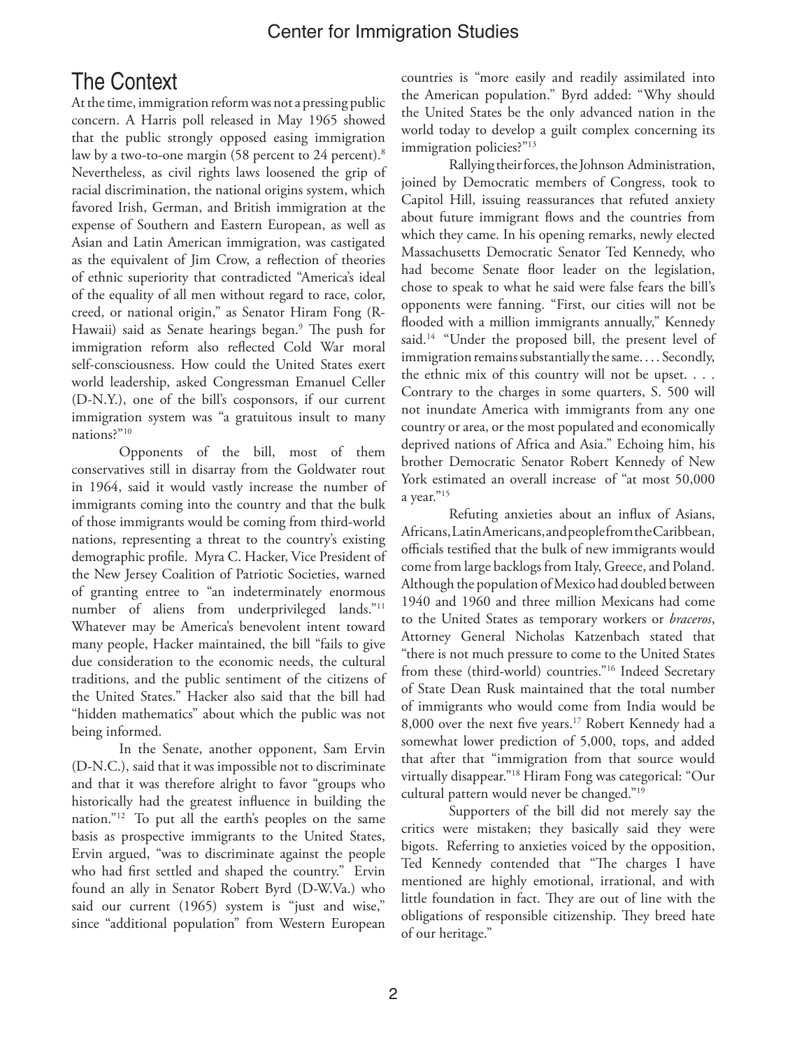## The Context

At the time, immigration reform was not a pressing public concern. A Harris poll released in May 1965 showed that the public strongly opposed easing immigration law by a two-to-one margin (58 percent to 24 percent).[8] Nevertheless, as civil rights laws loosened the grip of racial discrimination, the national origins system, which favored Irish, German, and British immigration at the expense of Southern and Eastern European, as well as Asian and Latin American immigration, was castigated as the equivalent of Jim Crow, a reflection of theories of ethnic superiority that contradicted "America's ideal of the equality of all men without regard to race, color, creed, or national origin," as Senator Hiram Fong (R-Hawaii) said as Senate hearings began.[9] The push for immigration reform also reflected Cold War moral self-consciousness. How could the United States exert world leadership, asked Congressman Emanuel Celler (D-N.Y.), one of the bill's cosponsors, if our current immigration system was "a gratuitous insult to many nations?"[10]

Opponents of the bill, most of them conservatives still in disarray from the Goldwater rout in 1964, said it would vastly increase the number of immigrants coming into the country and that the bulk of those immigrants would be coming from third-world nations, representing a threat to the country's existing demographic profile. Myra C. Hacker, Vice President of the New Jersey Coalition of Patriotic Societies, warned of granting entree to "an indeterminately enormous number of aliens from underprivileged lands."[11] Whatever may be America's benevolent intent toward many people, Hacker maintained, the bill "fails to give due consideration to the economic needs, the cultural traditions, and the public sentiment of the citizens of the United States." Hacker also said that the bill had "hidden mathematics" about which the public was not being informed.

In the Senate, another opponent, Sam Ervin (D-N.C.), said that it was impossible not to discriminate and that it was therefore alright to favor "groups who historically had the greatest influence in building the nation."[12] To put all the earth's peoples on the same basis as prospective immigrants to the United States, Ervin argued, "was to discriminate against the people who had first settled and shaped the country." Ervin found an ally in Senator Robert Byrd (D-W.Va.) who said our current (1965) system is "just and wise," since "additional population" from Western European countries is "more easily and readily assimilated into the American population." Byrd added: "Why should the United States be the only advanced nation in the world today to develop a guilt complex concerning its immigration policies?"[13]

Rallying their forces, the Johnson Administration, joined by Democratic members of Congress, took to Capitol Hill, issuing reassurances that refuted anxiety about future immigrant flows and the countries from which they came. In his opening remarks, newly elected Massachusetts Democratic Senator Ted Kennedy, who had become Senate floor leader on the legislation, chose to speak to what he said were false fears the bill's opponents were fanning. "First, our cities will not be flooded with a million immigrants annually," Kennedy said.[14] "Under the proposed bill, the present level of immigration remains substantially the same. . . . Secondly, the ethnic mix of this country will not be upset. . . . Contrary to the charges in some quarters, S. 500 will not inundate America with immigrants from any one country or area, or the most populated and economically deprived nations of Africa and Asia." Echoing him, his brother Democratic Senator Robert Kennedy of New York estimated an overall increase of "at most 50,000 a year."[15]

Refuting anxieties about an influx of Asians, Africans, Latin Americans, and people from the Caribbean, officials testified that the bulk of new immigrants would come from large backlogs from Italy, Greece, and Poland. Although the population of Mexico had doubled between 1940 and 1960 and three million Mexicans had come to the United States as temporary workers or *braceros*, Attorney General Nicholas Katzenbach stated that "there is not much pressure to come to the United States from these (third-world) countries."[16] Indeed Secretary of State Dean Rusk maintained that the total number of immigrants who would come from India would be 8,000 over the next five years.[17] Robert Kennedy had a somewhat lower prediction of 5,000, tops, and added that after that "immigration from that source would virtually disappear."[18] Hiram Fong was categorical: "Our cultural pattern would never be changed."[19]

Supporters of the bill did not merely say the critics were mistaken; they basically said they were bigots. Referring to anxieties voiced by the opposition, Ted Kennedy contended that "The charges I have mentioned are highly emotional, irrational, and with little foundation in fact. They are out of line with the obligations of responsible citizenship. They breed hate of our heritage."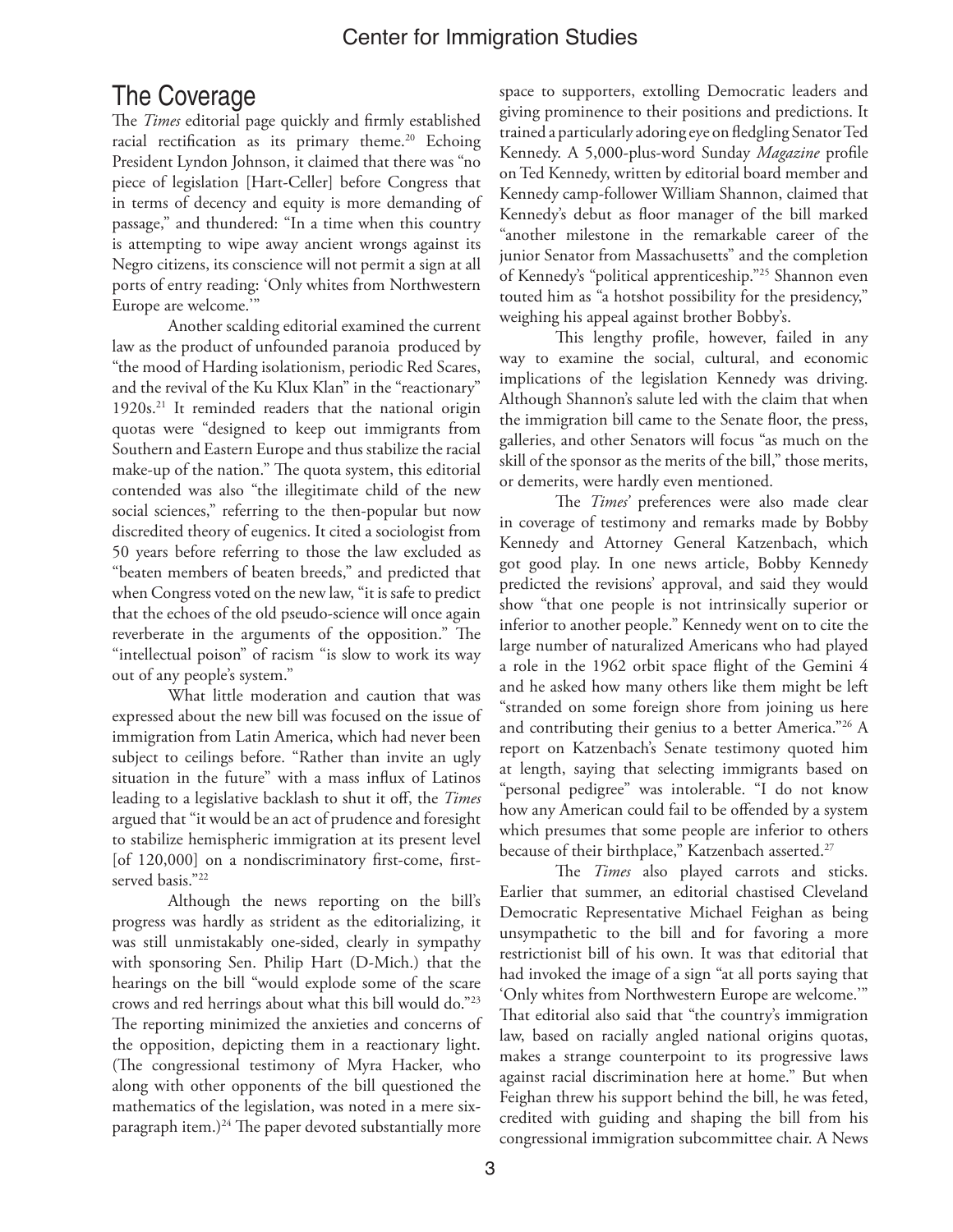## The Coverage

The *Times* editorial page quickly and firmly established racial rectification as its primary theme.[20] Echoing President Lyndon Johnson, it claimed that there was "no piece of legislation [Hart-Celler] before Congress that in terms of decency and equity is more demanding of passage," and thundered: "In a time when this country is attempting to wipe away ancient wrongs against its Negro citizens, its conscience will not permit a sign at all ports of entry reading: 'Only whites from Northwestern Europe are welcome.'"

Another scalding editorial examined the current law as the product of unfounded paranoia produced by "the mood of Harding isolationism, periodic Red Scares, and the revival of the Ku Klux Klan" in the "reactionary" 1920s.[21] It reminded readers that the national origin quotas were "designed to keep out immigrants from Southern and Eastern Europe and thus stabilize the racial make-up of the nation." The quota system, this editorial contended was also "the illegitimate child of the new social sciences," referring to the then-popular but now discredited theory of eugenics. It cited a sociologist from 50 years before referring to those the law excluded as "beaten members of beaten breeds," and predicted that when Congress voted on the new law, "it is safe to predict that the echoes of the old pseudo-science will once again reverberate in the arguments of the opposition." The "intellectual poison" of racism "is slow to work its way out of any people's system."

What little moderation and caution that was expressed about the new bill was focused on the issue of immigration from Latin America, which had never been subject to ceilings before. "Rather than invite an ugly situation in the future" with a mass influx of Latinos leading to a legislative backlash to shut it off, the *Times* argued that "it would be an act of prudence and foresight to stabilize hemispheric immigration at its present level [of 120,000] on a nondiscriminatory first-come, first-served basis."[22]

Although the news reporting on the bill's progress was hardly as strident as the editorializing, it was still unmistakably one-sided, clearly in sympathy with sponsoring Sen. Philip Hart (D-Mich.) that the hearings on the bill "would explode some of the scare crows and red herrings about what this bill would do."[23] The reporting minimized the anxieties and concerns of the opposition, depicting them in a reactionary light. (The congressional testimony of Myra Hacker, who along with other opponents of the bill questioned the mathematics of the legislation, was noted in a mere six-paragraph item.)[24] The paper devoted substantially more space to supporters, extolling Democratic leaders and giving prominence to their positions and predictions. It trained a particularly adoring eye on fledgling Senator Ted Kennedy. A 5,000-plus-word Sunday *Magazine* profile on Ted Kennedy, written by editorial board member and Kennedy camp-follower William Shannon, claimed that Kennedy's debut as floor manager of the bill marked "another milestone in the remarkable career of the junior Senator from Massachusetts" and the completion of Kennedy's "political apprenticeship."[25] Shannon even touted him as "a hotshot possibility for the presidency," weighing his appeal against brother Bobby's.

This lengthy profile, however, failed in any way to examine the social, cultural, and economic implications of the legislation Kennedy was driving. Although Shannon's salute led with the claim that when the immigration bill came to the Senate floor, the press, galleries, and other Senators will focus "as much on the skill of the sponsor as the merits of the bill," those merits, or demerits, were hardly even mentioned.

The *Times'* preferences were also made clear in coverage of testimony and remarks made by Bobby Kennedy and Attorney General Katzenbach, which got good play. In one news article, Bobby Kennedy predicted the revisions' approval, and said they would show "that one people is not intrinsically superior or inferior to another people." Kennedy went on to cite the large number of naturalized Americans who had played a role in the 1962 orbit space flight of the Gemini 4 and he asked how many others like them might be left "stranded on some foreign shore from joining us here and contributing their genius to a better America."[26] A report on Katzenbach's Senate testimony quoted him at length, saying that selecting immigrants based on "personal pedigree" was intolerable. "I do not know how any American could fail to be offended by a system which presumes that some people are inferior to others because of their birthplace," Katzenbach asserted.[27]

The *Times* also played carrots and sticks. Earlier that summer, an editorial chastised Cleveland Democratic Representative Michael Feighan as being unsympathetic to the bill and for favoring a more restrictionist bill of his own. It was that editorial that had invoked the image of a sign "at all ports saying that 'Only whites from Northwestern Europe are welcome.'" That editorial also said that "the country's immigration law, based on racially angled national origins quotas, makes a strange counterpoint to its progressive laws against racial discrimination here at home." But when Feighan threw his support behind the bill, he was feted, credited with guiding and shaping the bill from his congressional immigration subcommittee chair. A News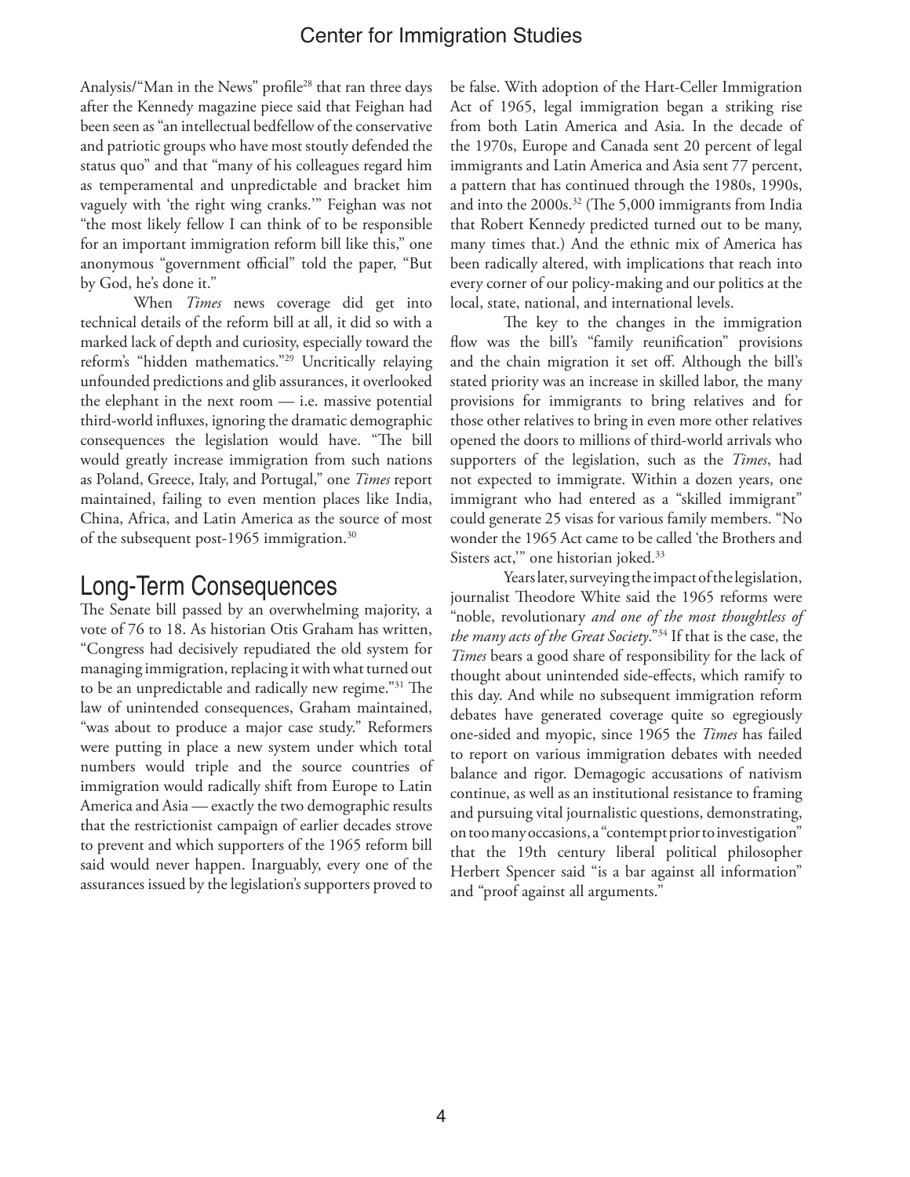Analysis/"Man in the News" profile[28] that ran three days after the Kennedy magazine piece said that Feighan had been seen as "an intellectual bedfellow of the conservative and patriotic groups who have most stoutly defended the status quo" and that "many of his colleagues regard him as temperamental and unpredictable and bracket him vaguely with 'the right wing cranks.'" Feighan was not "the most likely fellow I can think of to be responsible for an important immigration reform bill like this," one anonymous "government official" told the paper, "But by God, he's done it."

When *Times* news coverage did get into technical details of the reform bill at all, it did so with a marked lack of depth and curiosity, especially toward the reform's "hidden mathematics."[29] Uncritically relaying unfounded predictions and glib assurances, it overlooked the elephant in the next room — i.e. massive potential third-world influxes, ignoring the dramatic demographic consequences the legislation would have. "The bill would greatly increase immigration from such nations as Poland, Greece, Italy, and Portugal," one *Times* report maintained, failing to even mention places like India, China, Africa, and Latin America as the source of most of the subsequent post-1965 immigration.[30]

## Long-Term Consequences

The Senate bill passed by an overwhelming majority, a vote of 76 to 18. As historian Otis Graham has written, "Congress had decisively repudiated the old system for managing immigration, replacing it with what turned out to be an unpredictable and radically new regime."[31] The law of unintended consequences, Graham maintained, "was about to produce a major case study." Reformers were putting in place a new system under which total numbers would triple and the source countries of immigration would radically shift from Europe to Latin America and Asia — exactly the two demographic results that the restrictionist campaign of earlier decades strove to prevent and which supporters of the 1965 reform bill said would never happen. Inarguably, every one of the assurances issued by the legislation's supporters proved to be false. With adoption of the Hart-Celler Immigration Act of 1965, legal immigration began a striking rise from both Latin America and Asia. In the decade of the 1970s, Europe and Canada sent 20 percent of legal immigrants and Latin America and Asia sent 77 percent, a pattern that has continued through the 1980s, 1990s, and into the 2000s.[32] (The 5,000 immigrants from India that Robert Kennedy predicted turned out to be many, many times that.) And the ethnic mix of America has been radically altered, with implications that reach into every corner of our policy-making and our politics at the local, state, national, and international levels.

The key to the changes in the immigration flow was the bill's "family reunification" provisions and the chain migration it set off. Although the bill's stated priority was an increase in skilled labor, the many provisions for immigrants to bring relatives and for those other relatives to bring in even more other relatives opened the doors to millions of third-world arrivals who supporters of the legislation, such as the *Times*, had not expected to immigrate. Within a dozen years, one immigrant who had entered as a "skilled immigrant" could generate 25 visas for various family members. "No wonder the 1965 Act came to be called 'the Brothers and Sisters act,'" one historian joked.[33]

Years later, surveying the impact of the legislation, journalist Theodore White said the 1965 reforms were "noble, revolutionary *and one of the most thoughtless of the many acts of the Great Society*."[34] If that is the case, the *Times* bears a good share of responsibility for the lack of thought about unintended side-effects, which ramify to this day. And while no subsequent immigration reform debates have generated coverage quite so egregiously one-sided and myopic, since 1965 the *Times* has failed to report on various immigration debates with needed balance and rigor. Demagogic accusations of nativism continue, as well as an institutional resistance to framing and pursuing vital journalistic questions, demonstrating, on too many occasions, a "contempt prior to investigation" that the 19th century liberal political philosopher Herbert Spencer said "is a bar against all information" and "proof against all arguments."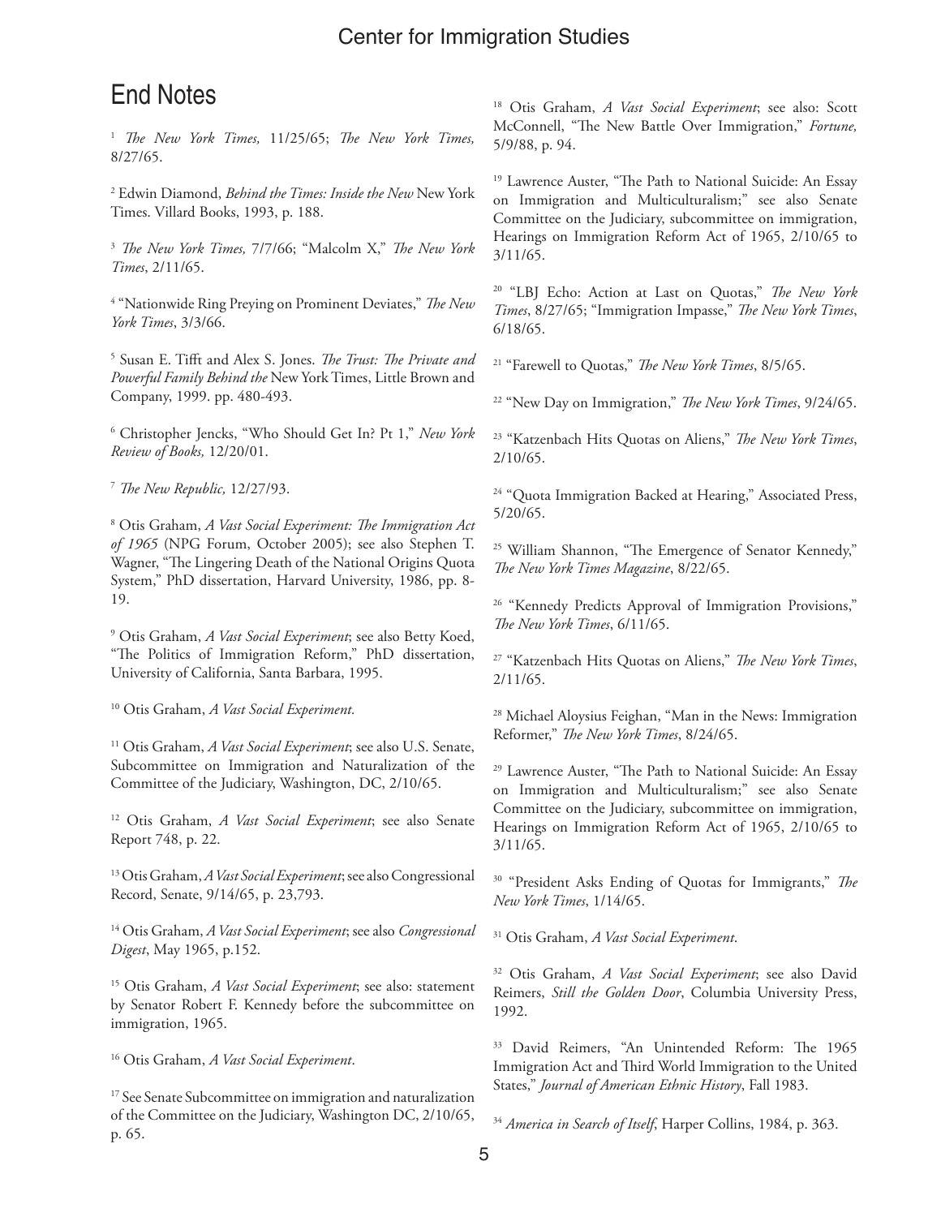## End Notes

[1] *The New York Times,* 11/25/65; *The New York Times,* 8/27/65.

[2] Edwin Diamond, *Behind the Times: Inside the New* New York Times. Villard Books, 1993, p. 188.

[3] *The New York Times,* 7/7/66; "Malcolm X," *The New York Times*, 2/11/65.

[4] "Nationwide Ring Preying on Prominent Deviates," *The New York Times*, 3/3/66.

[5] Susan E. Tifft and Alex S. Jones. *The Trust: The Private and Powerful Family Behind the* New York Times, Little Brown and Company, 1999. pp. 480-493.

[6] Christopher Jencks, "Who Should Get In? Pt 1," *New York Review of Books,* 12/20/01.

[7] *The New Republic,* 12/27/93.

[8] Otis Graham, *A Vast Social Experiment: The Immigration Act of 1965* (NPG Forum, October 2005); see also Stephen T. Wagner, "The Lingering Death of the National Origins Quota System," PhD dissertation, Harvard University, 1986, pp. 8-19.

[9] Otis Graham, *A Vast Social Experiment*; see also Betty Koed, "The Politics of Immigration Reform," PhD dissertation, University of California, Santa Barbara, 1995.

[10] Otis Graham, *A Vast Social Experiment.*

[11] Otis Graham, *A Vast Social Experiment*; see also U.S. Senate, Subcommittee on Immigration and Naturalization of the Committee of the Judiciary, Washington, DC, 2/10/65.

[12] Otis Graham, *A Vast Social Experiment*; see also Senate Report 748, p. 22.

[13] Otis Graham, *A Vast Social Experiment*; see also Congressional Record, Senate, 9/14/65, p. 23,793.

[14] Otis Graham, *A Vast Social Experiment*; see also *Congressional Digest*, May 1965, p.152.

[15] Otis Graham, *A Vast Social Experiment*; see also: statement by Senator Robert F. Kennedy before the subcommittee on immigration, 1965.

[16] Otis Graham, *A Vast Social Experiment*.

[17] See Senate Subcommittee on immigration and naturalization of the Committee on the Judiciary, Washington DC, 2/10/65, p. 65.

[18] Otis Graham, *A Vast Social Experiment*; see also: Scott McConnell, "The New Battle Over Immigration," *Fortune,* 5/9/88, p. 94.

[19] Lawrence Auster, "The Path to National Suicide: An Essay on Immigration and Multiculturalism;" see also Senate Committee on the Judiciary, subcommittee on immigration, Hearings on Immigration Reform Act of 1965, 2/10/65 to 3/11/65.

[20] "LBJ Echo: Action at Last on Quotas," *The New York Times*, 8/27/65; "Immigration Impasse," *The New York Times*, 6/18/65.

[21] "Farewell to Quotas," *The New York Times*, 8/5/65.

[22] "New Day on Immigration," *The New York Times*, 9/24/65.

[23] "Katzenbach Hits Quotas on Aliens," *The New York Times*, 2/10/65.

[24] "Quota Immigration Backed at Hearing," Associated Press, 5/20/65.

[25] William Shannon, "The Emergence of Senator Kennedy," *The New York Times Magazine*, 8/22/65.

[26] "Kennedy Predicts Approval of Immigration Provisions," *The New York Times*, 6/11/65.

[27] "Katzenbach Hits Quotas on Aliens," *The New York Times*, 2/11/65.

[28] Michael Aloysius Feighan, "Man in the News: Immigration Reformer," *The New York Times*, 8/24/65.

[29] Lawrence Auster, "The Path to National Suicide: An Essay on Immigration and Multiculturalism;" see also Senate Committee on the Judiciary, subcommittee on immigration, Hearings on Immigration Reform Act of 1965, 2/10/65 to 3/11/65.

[30] "President Asks Ending of Quotas for Immigrants," *The New York Times*, 1/14/65.

[31] Otis Graham, *A Vast Social Experiment*.

[32] Otis Graham, *A Vast Social Experiment*; see also David Reimers, *Still the Golden Door*, Columbia University Press, 1992.

[33] David Reimers, "An Unintended Reform: The 1965 Immigration Act and Third World Immigration to the United States," *Journal of American Ethnic History*, Fall 1983.

[34] *America in Search of Itself*, Harper Collins, 1984, p. 363.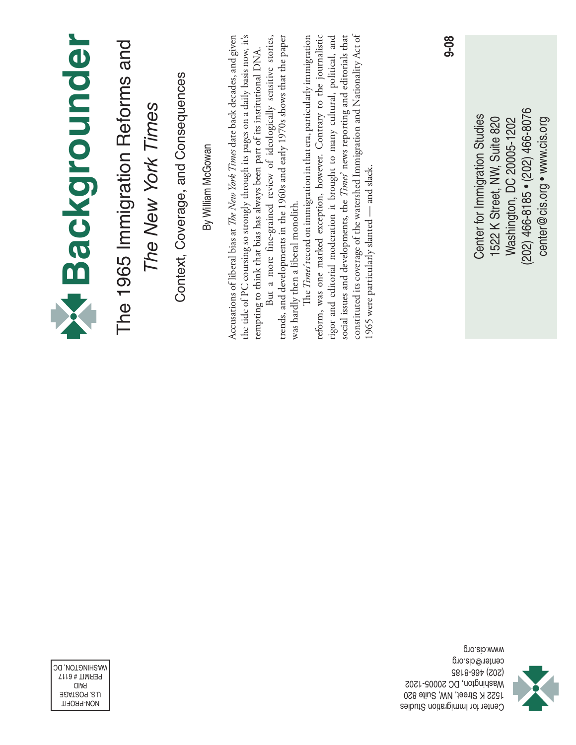# Backgrounder

## The 1965 Immigration Reforms and *The New York Times*

### Context, Coverage, and Consequences

By William McGowan

Accusations of liberal bias at *The New York Times* date back decades, and given the tide of PC coursing so strongly through its pages on a daily basis now, it's tempting to think that bias has always been part of its institutional DNA.

But a more fine-grained review of ideologically sensitive stories, trends, and developments in the 1960s and early 1970s shows that the paper was hardly then a liberal monolith.

The *Times'* record on immigration in that era, particularly immigration reform, was one marked exception, however. Contrary to the journalistic rigor and editorial moderation it brought to many cultural, political, and social issues and developments, the *Times'* news reporting and editorials that constituted its coverage of the watershed Immigration and Nationality Act of 1965 were particularly slanted — and slack.

9-08

Center for Immigration Studies
1522 K Street, NW, Suite 820
Washington, DC 20005-1202
(202) 466-8185 • (202) 466-8076
center@cis.org • www.cis.org

Center for Immigration Studies
1522 K Street, NW, Suite 820
Washington, DC 20005-1202
(202) 466-8185
center@cis.org
www.cis.org

NON-PROFIT
U.S. POSTAGE
PAID
PERMIT # 6117
WASHINGTON, DC